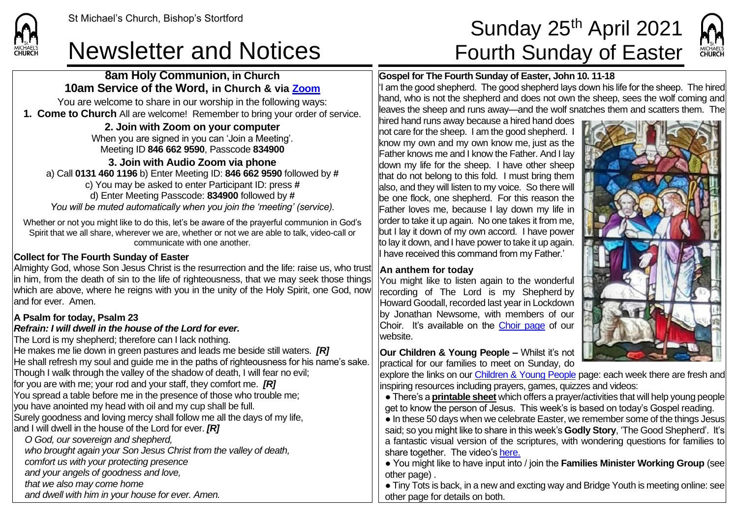St Michael's Church, Bishop's Stortford

# Newsletter and Notices

# Sunday 25th April 2021 Fourth Sunday of Easter

## 8am Holy Communion, in Church
## 10am Service of the Word, in Church & via Zoom

You are welcome to share in our worship in the following ways:

**1. Come to Church** All are welcome! Remember to bring your order of service.

**2. Join with Zoom on your computer**

When you are signed in you can 'Join a Meeting'.
Meeting ID **846 662 9590**, Passcode **834900**

**3. Join with Audio Zoom via phone**

a) Call **0131 460 1196** b) Enter Meeting ID: **846 662 9590** followed by **#**
c) You may be asked to enter Participant ID: press **#**
d) Enter Meeting Passcode: **834900** followed by **#**
*You will be muted automatically when you join the 'meeting' (service).*

Whether or not you might like to do this, let's be aware of the prayerful communion in God's Spirit that we all share, wherever we are, whether or not we are able to talk, video-call or communicate with one another.

**Collect for The Fourth Sunday of Easter**

Almighty God, whose Son Jesus Christ is the resurrection and the life: raise us, who trust in him, from the death of sin to the life of righteousness, that we may seek those things which are above, where he reigns with you in the unity of the Holy Spirit, one God, now and for ever. Amen.

**A Psalm for today, Psalm 23**

***Refrain: I will dwell in the house of the Lord for ever.***

The Lord is my shepherd; therefore can I lack nothing.
He makes me lie down in green pastures and leads me beside still waters. ***[R]***
He shall refresh my soul and guide me in the paths of righteousness for his name's sake.
Though I walk through the valley of the shadow of death, I will fear no evil;
for you are with me; your rod and your staff, they comfort me. ***[R]***
You spread a table before me in the presence of those who trouble me;
you have anointed my head with oil and my cup shall be full.
Surely goodness and loving mercy shall follow me all the days of my life,
and I will dwell in the house of the Lord for ever. ***[R]***

*O God, our sovereign and shepherd,*
*who brought again your Son Jesus Christ from the valley of death,*
*comfort us with your protecting presence*
*and your angels of goodness and love,*
*that we also may come home*
*and dwell with him in your house for ever. Amen.*

**Gospel for The Fourth Sunday of Easter, John 10. 11-18**

'I am the good shepherd. The good shepherd lays down his life for the sheep. The hired hand, who is not the shepherd and does not own the sheep, sees the wolf coming and leaves the sheep and runs away—and the wolf snatches them and scatters them. The hired hand runs away because a hired hand does not care for the sheep. I am the good shepherd. I know my own and my own know me, just as the Father knows me and I know the Father. And I lay down my life for the sheep. I have other sheep that do not belong to this fold. I must bring them also, and they will listen to my voice. So there will be one flock, one shepherd. For this reason the Father loves me, because I lay down my life in order to take it up again. No one takes it from me, but I lay it down of my own accord. I have power to lay it down, and I have power to take it up again. I have received this command from my Father.'

**An anthem for today**

You might like to listen again to the wonderful recording of The Lord is my Shepherd by Howard Goodall, recorded last year in Lockdown by Jonathan Newsome, with members of our Choir. It's available on the Choir page of our website.

**Our Children & Young People –** Whilst it's not practical for our families to meet on Sunday, do explore the links on our Children & Young People page: each week there are fresh and inspiring resources including prayers, games, quizzes and videos:

- There's a **printable sheet** which offers a prayer/activities that will help young people get to know the person of Jesus. This week's is based on today's Gospel reading.
- In these 50 days when we celebrate Easter, we remember some of the things Jesus said; so you might like to share in this week's **Godly Story**, 'The Good Shepherd'. It's a fantastic visual version of the scriptures, with wondering questions for families to share together. The video's here.
- You might like to have input into / join the **Families Minister Working Group** (see other page) .
- Tiny Tots is back, in a new and excting way and Bridge Youth is meeting online: see other page for details on both.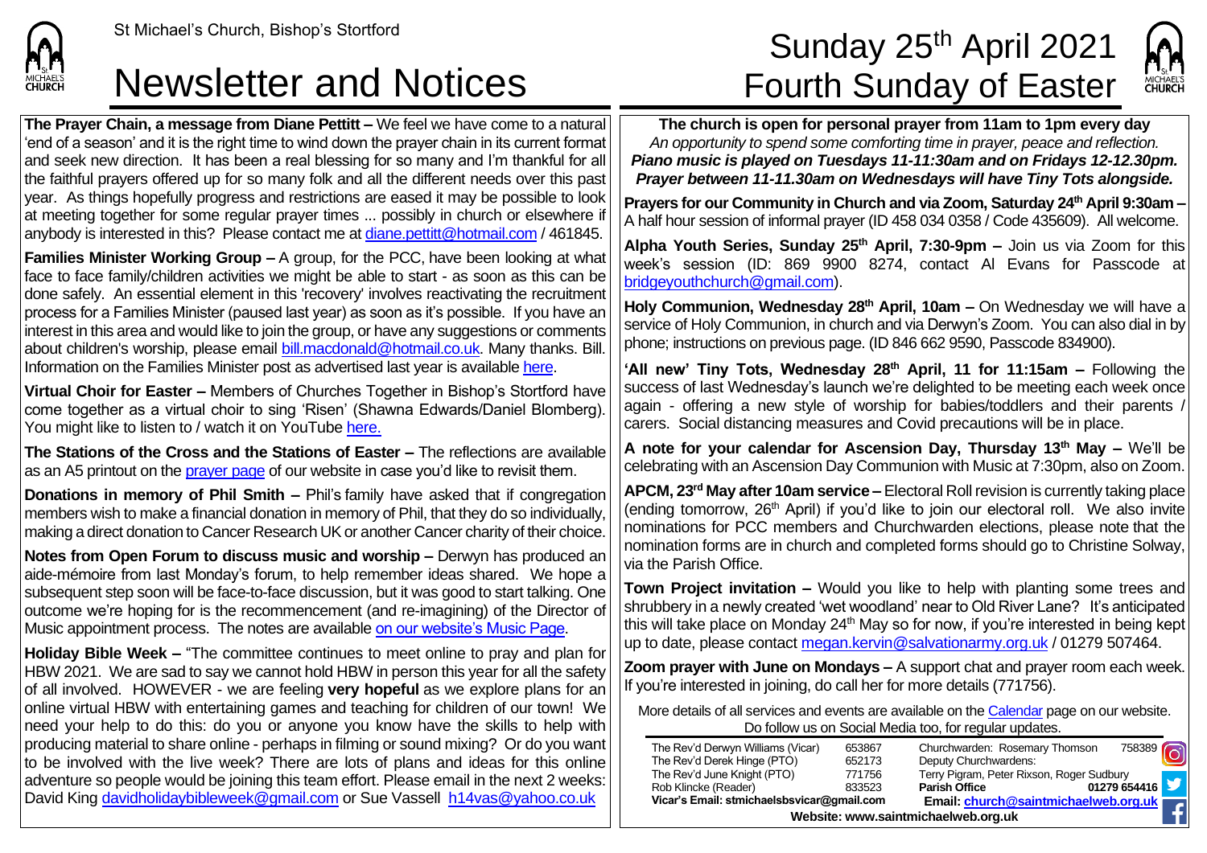St Michael's Church, Bishop's Stortford

# Newsletter and Notices

# Sunday 25th April 2021 Fourth Sunday of Easter

**The Prayer Chain, a message from Diane Pettitt –** We feel we have come to a natural 'end of a season' and it is the right time to wind down the prayer chain in its current format and seek new direction. It has been a real blessing for so many and I'm thankful for all the faithful prayers offered up for so many folk and all the different needs over this past year. As things hopefully progress and restrictions are eased it may be possible to look at meeting together for some regular prayer times ... possibly in church or elsewhere if anybody is interested in this? Please contact me at diane.pettitt@hotmail.com / 461845.

**Families Minister Working Group –** A group, for the PCC, have been looking at what face to face family/children activities we might be able to start - as soon as this can be done safely. An essential element in this 'recovery' involves reactivating the recruitment process for a Families Minister (paused last year) as soon as it's possible. If you have an interest in this area and would like to join the group, or have any suggestions or comments about children's worship, please email bill.macdonald@hotmail.co.uk. Many thanks. Bill. Information on the Families Minister post as advertised last year is available here.

**Virtual Choir for Easter –** Members of Churches Together in Bishop's Stortford have come together as a virtual choir to sing 'Risen' (Shawna Edwards/Daniel Blomberg). You might like to listen to / watch it on YouTube here.

**The Stations of the Cross and the Stations of Easter –** The reflections are available as an A5 printout on the prayer page of our website in case you'd like to revisit them.

**Donations in memory of Phil Smith –** Phil's family have asked that if congregation members wish to make a financial donation in memory of Phil, that they do so individually, making a direct donation to Cancer Research UK or another Cancer charity of their choice.

**Notes from Open Forum to discuss music and worship –** Derwyn has produced an aide-mémoire from last Monday's forum, to help remember ideas shared. We hope a subsequent step soon will be face-to-face discussion, but it was good to start talking. One outcome we're hoping for is the recommencement (and re-imagining) of the Director of Music appointment process. The notes are available on our website's Music Page.

**Holiday Bible Week –** "The committee continues to meet online to pray and plan for HBW 2021. We are sad to say we cannot hold HBW in person this year for all the safety of all involved. HOWEVER - we are feeling **very hopeful** as we explore plans for an online virtual HBW with entertaining games and teaching for children of our town! We need your help to do this: do you or anyone you know have the skills to help with producing material to share online - perhaps in filming or sound mixing? Or do you want to be involved with the live week? There are lots of plans and ideas for this online adventure so people would be joining this team effort. Please email in the next 2 weeks: David King davidholidaybibleweek@gmail.com or Sue Vassell h14vas@yahoo.co.uk

**The church is open for personal prayer from 11am to 1pm every day**
*An opportunity to spend some comforting time in prayer, peace and reflection.*
***Piano music is played on Tuesdays 11-11:30am and on Fridays 12-12.30pm.***
***Prayer between 11-11.30am on Wednesdays will have Tiny Tots alongside.***

**Prayers for our Community in Church and via Zoom, Saturday 24th April 9:30am –** A half hour session of informal prayer (ID 458 034 0358 / Code 435609). All welcome.

**Alpha Youth Series, Sunday 25th April, 7:30-9pm –** Join us via Zoom for this week's session (ID: 869 9900 8274, contact Al Evans for Passcode at bridgeyouthchurch@gmail.com).

**Holy Communion, Wednesday 28th April, 10am –** On Wednesday we will have a service of Holy Communion, in church and via Derwyn's Zoom. You can also dial in by phone; instructions on previous page. (ID 846 662 9590, Passcode 834900).

**'All new' Tiny Tots, Wednesday 28th April, 11 for 11:15am –** Following the success of last Wednesday's launch we're delighted to be meeting each week once again - offering a new style of worship for babies/toddlers and their parents / carers. Social distancing measures and Covid precautions will be in place.

**A note for your calendar for Ascension Day, Thursday 13th May –** We'll be celebrating with an Ascension Day Communion with Music at 7:30pm, also on Zoom.

**APCM, 23rd May after 10am service –** Electoral Roll revision is currently taking place (ending tomorrow, 26th April) if you'd like to join our electoral roll. We also invite nominations for PCC members and Churchwarden elections, please note that the nomination forms are in church and completed forms should go to Christine Solway, via the Parish Office.

**Town Project invitation –** Would you like to help with planting some trees and shrubbery in a newly created 'wet woodland' near to Old River Lane? It's anticipated this will take place on Monday 24th May so for now, if you're interested in being kept up to date, please contact megan.kervin@salvationarmy.org.uk / 01279 507464.

**Zoom prayer with June on Mondays –** A support chat and prayer room each week. If you're interested in joining, do call her for more details (771756).

More details of all services and events are available on the Calendar page on our website. Do follow us on Social Media too, for regular updates.

| | | | |
|---|---|---|---|
| The Rev'd Derwyn Williams (Vicar) | 653867 | Churchwarden: Rosemary Thomson | 758389 |
| The Rev'd Derek Hinge (PTO) | 652173 | Deputy Churchwardens: | |
| The Rev'd June Knight (PTO) | 771756 | Terry Pigram, Peter Rixson, Roger Sudbury | |
| Rob Klincke (Reader) | 833523 | **Parish Office** | **01279 654416** |
| **Vicar's Email: stmichaelsbsvicar@gmail.com** | | **Email: church@saintmichaelweb.org.uk** | |

**Website: www.saintmichaelweb.org.uk**